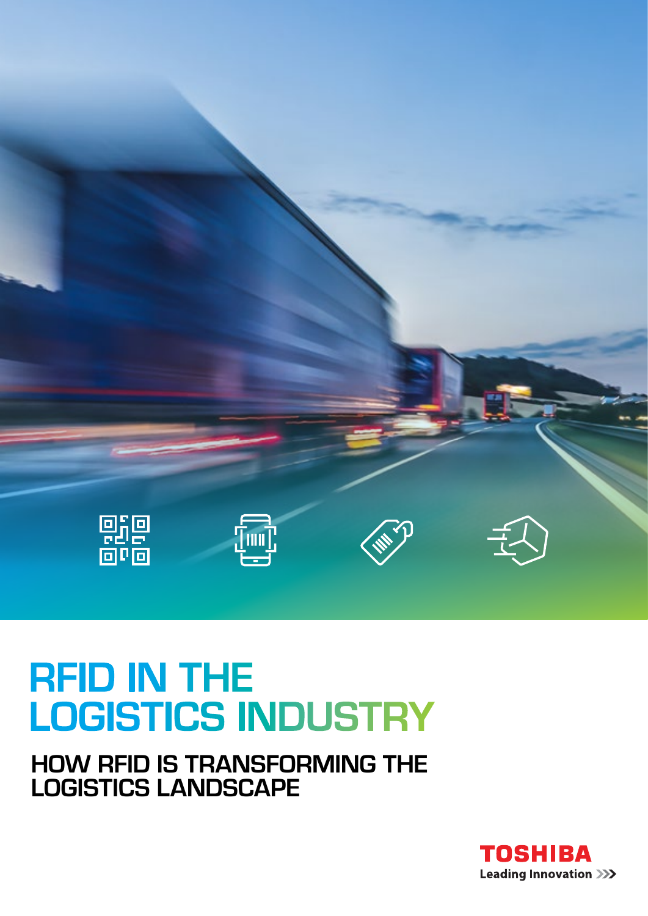# RFID IN THE LOGISTICS INDUSTRY

## HOW RFID IS TRANSFORMING THE LOGISTICS LANDSCAPE

TOSHIBA
Leading Innovation >>>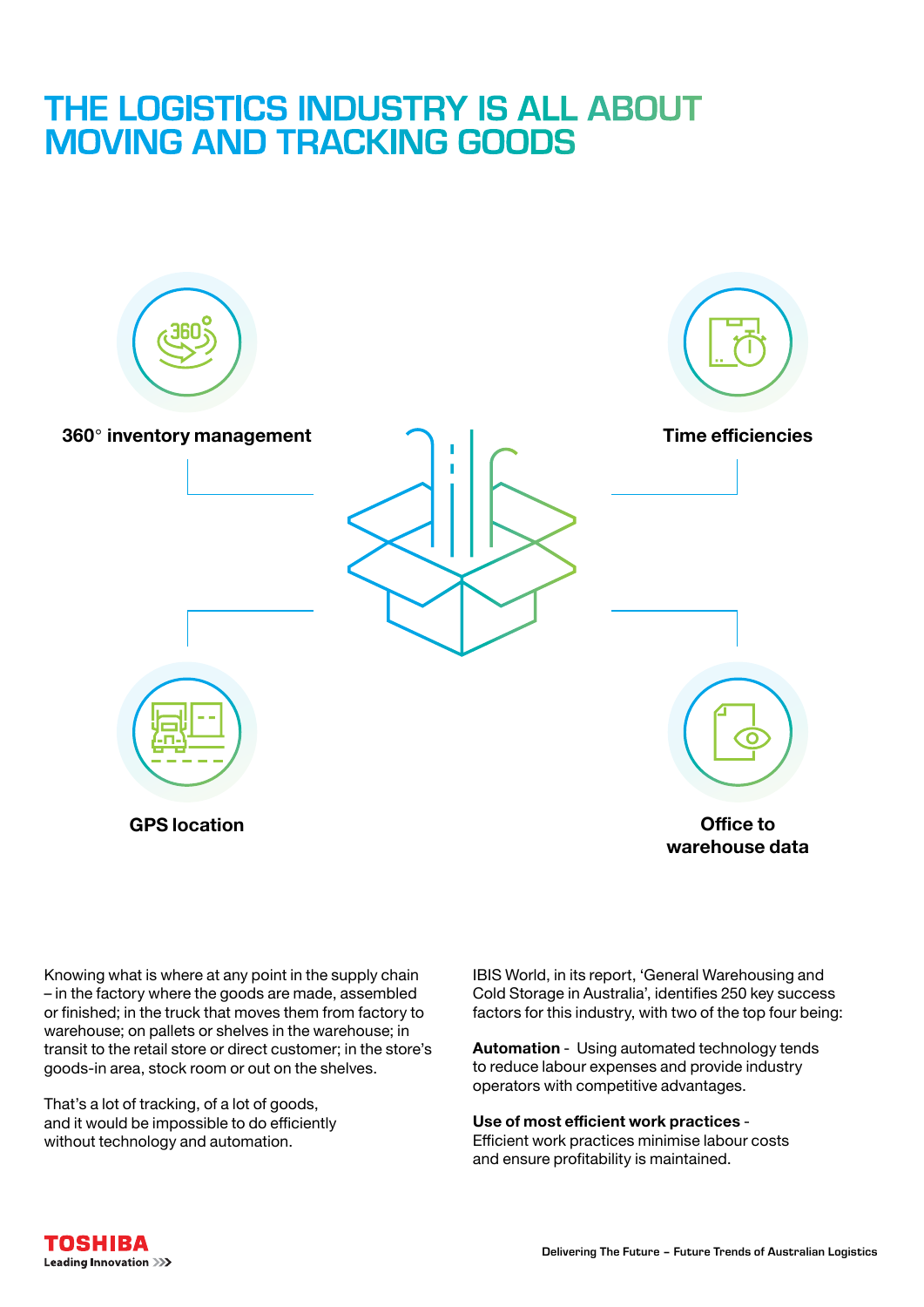# THE LOGISTICS INDUSTRY IS ALL ABOUT MOVING AND TRACKING GOODS

**360° inventory management**

**Time efficiencies**

**GPS location**

**Office to warehouse data**

Knowing what is where at any point in the supply chain – in the factory where the goods are made, assembled or finished; in the truck that moves them from factory to warehouse; on pallets or shelves in the warehouse; in transit to the retail store or direct customer; in the store's goods-in area, stock room or out on the shelves.

That's a lot of tracking, of a lot of goods, and it would be impossible to do efficiently without technology and automation.

IBIS World, in its report, 'General Warehousing and Cold Storage in Australia', identifies 250 key success factors for this industry, with two of the top four being:

**Automation** - Using automated technology tends to reduce labour expenses and provide industry operators with competitive advantages.

**Use of most efficient work practices** - Efficient work practices minimise labour costs and ensure profitability is maintained.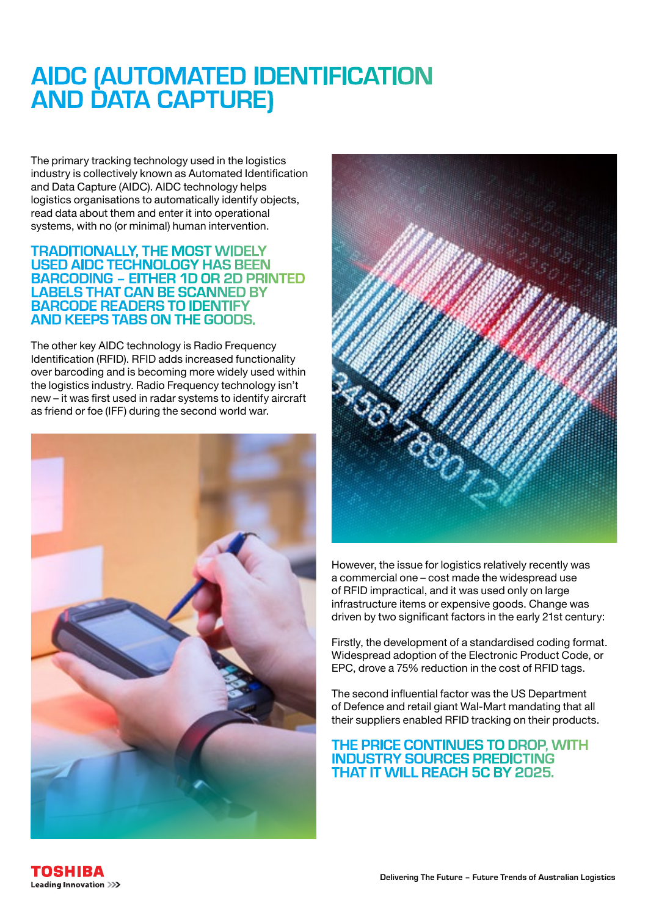# AIDC (AUTOMATED IDENTIFICATION AND DATA CAPTURE)

The primary tracking technology used in the logistics industry is collectively known as Automated Identification and Data Capture (AIDC). AIDC technology helps logistics organisations to automatically identify objects, read data about them and enter it into operational systems, with no (or minimal) human intervention.

**TRADITIONALLY, THE MOST WIDELY USED AIDC TECHNOLOGY HAS BEEN BARCODING – EITHER 1D OR 2D PRINTED LABELS THAT CAN BE SCANNED BY BARCODE READERS TO IDENTIFY AND KEEPS TABS ON THE GOODS.**

The other key AIDC technology is Radio Frequency Identification (RFID). RFID adds increased functionality over barcoding and is becoming more widely used within the logistics industry. Radio Frequency technology isn't new – it was first used in radar systems to identify aircraft as friend or foe (IFF) during the second world war.

However, the issue for logistics relatively recently was a commercial one – cost made the widespread use of RFID impractical, and it was used only on large infrastructure items or expensive goods. Change was driven by two significant factors in the early 21st century:

Firstly, the development of a standardised coding format. Widespread adoption of the Electronic Product Code, or EPC, drove a 75% reduction in the cost of RFID tags.

The second influential factor was the US Department of Defence and retail giant Wal-Mart mandating that all their suppliers enabled RFID tracking on their products.

**THE PRICE CONTINUES TO DROP, WITH INDUSTRY SOURCES PREDICTING THAT IT WILL REACH 5C BY 2025.**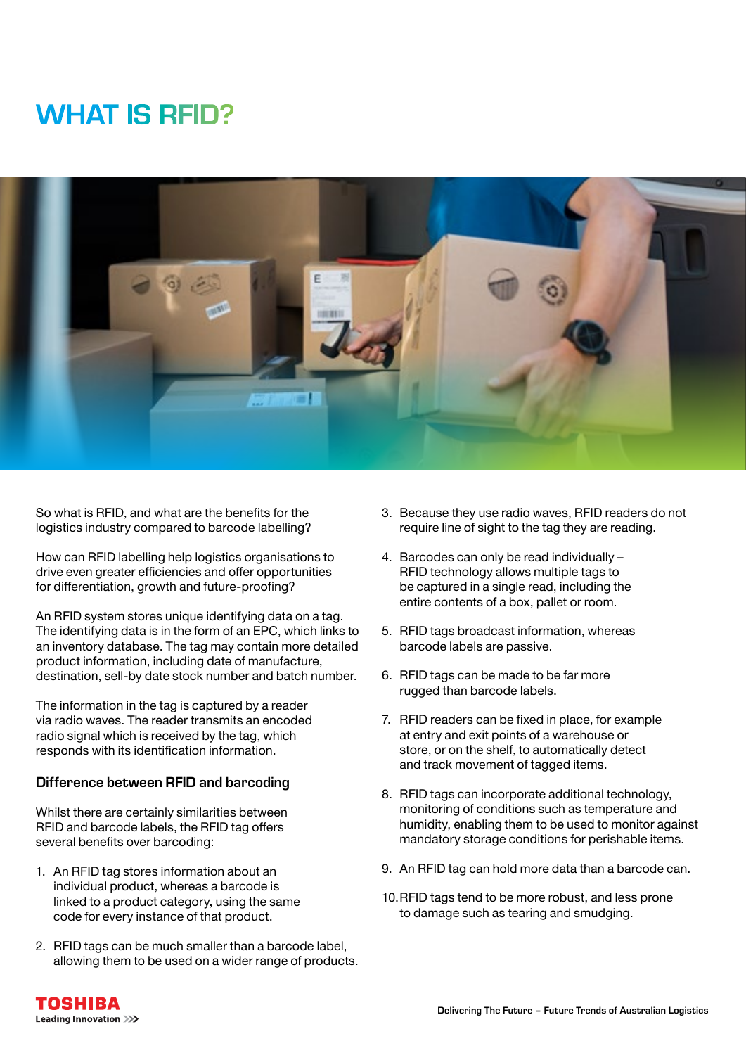# WHAT IS RFID?

So what is RFID, and what are the benefits for the logistics industry compared to barcode labelling?

How can RFID labelling help logistics organisations to drive even greater efficiencies and offer opportunities for differentiation, growth and future-proofing?

An RFID system stores unique identifying data on a tag. The identifying data is in the form of an EPC, which links to an inventory database. The tag may contain more detailed product information, including date of manufacture, destination, sell-by date stock number and batch number.

The information in the tag is captured by a reader via radio waves. The reader transmits an encoded radio signal which is received by the tag, which responds with its identification information.

### Difference between RFID and barcoding

Whilst there are certainly similarities between RFID and barcode labels, the RFID tag offers several benefits over barcoding:

1. An RFID tag stores information about an individual product, whereas a barcode is linked to a product category, using the same code for every instance of that product.
2. RFID tags can be much smaller than a barcode label, allowing them to be used on a wider range of products.
3. Because they use radio waves, RFID readers do not require line of sight to the tag they are reading.
4. Barcodes can only be read individually – RFID technology allows multiple tags to be captured in a single read, including the entire contents of a box, pallet or room.
5. RFID tags broadcast information, whereas barcode labels are passive.
6. RFID tags can be made to be far more rugged than barcode labels.
7. RFID readers can be fixed in place, for example at entry and exit points of a warehouse or store, or on the shelf, to automatically detect and track movement of tagged items.
8. RFID tags can incorporate additional technology, monitoring of conditions such as temperature and humidity, enabling them to be used to monitor against mandatory storage conditions for perishable items.
9. An RFID tag can hold more data than a barcode can.
10. RFID tags tend to be more robust, and less prone to damage such as tearing and smudging.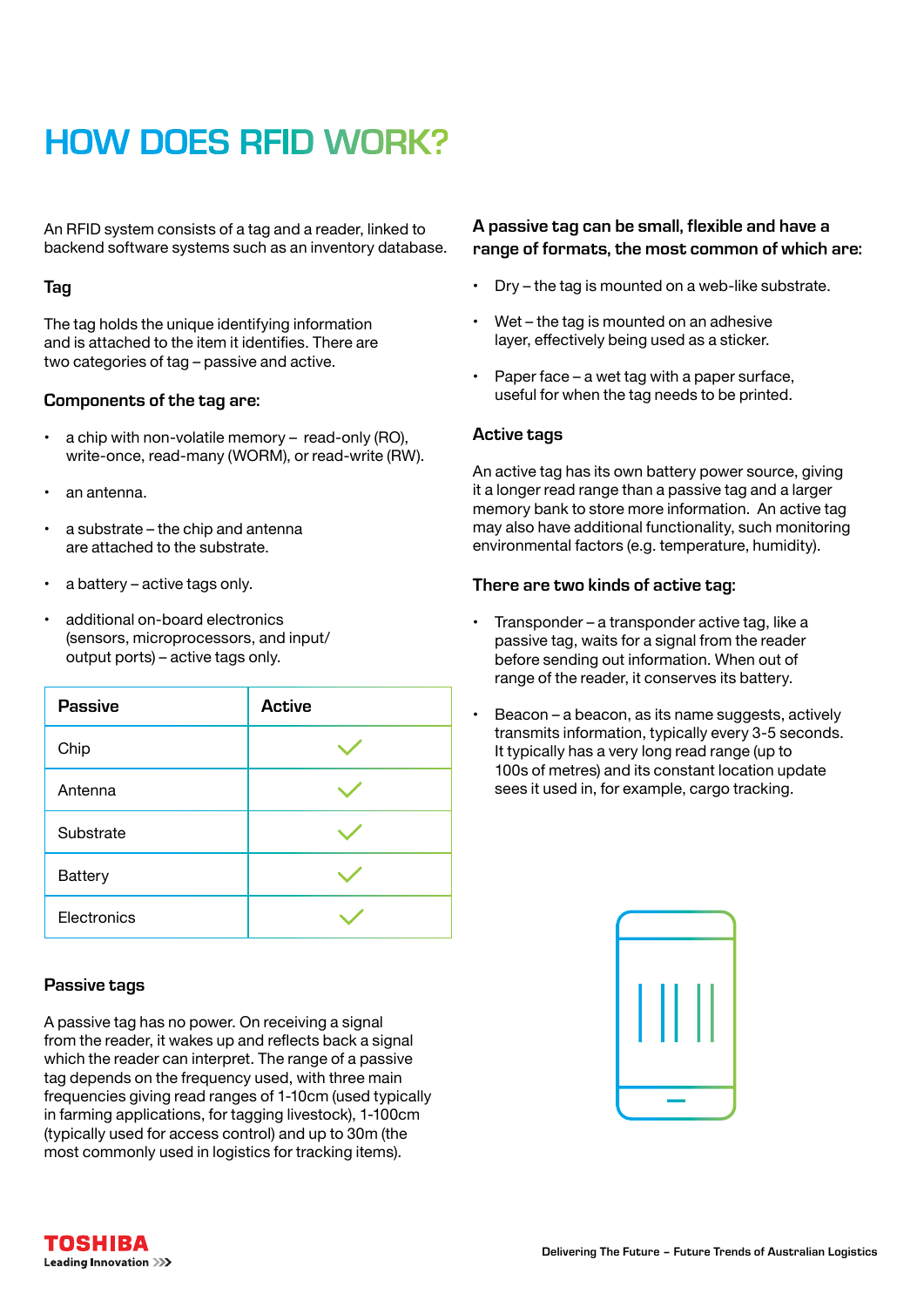# HOW DOES RFID WORK?

An RFID system consists of a tag and a reader, linked to backend software systems such as an inventory database.

### Tag

The tag holds the unique identifying information and is attached to the item it identifies. There are two categories of tag – passive and active.

### Components of the tag are:

- a chip with non-volatile memory – read-only (RO), write-once, read-many (WORM), or read-write (RW).
- an antenna.
- a substrate – the chip and antenna are attached to the substrate.
- a battery – active tags only.
- additional on-board electronics (sensors, microprocessors, and input/output ports) – active tags only.

| Passive | Active |
| --- | --- |
| Chip | ✓ |
| Antenna | ✓ |
| Substrate | ✓ |
| Battery | ✓ |
| Electronics | ✓ |

### Passive tags

A passive tag has no power. On receiving a signal from the reader, it wakes up and reflects back a signal which the reader can interpret. The range of a passive tag depends on the frequency used, with three main frequencies giving read ranges of 1-10cm (used typically in farming applications, for tagging livestock), 1-100cm (typically used for access control) and up to 30m (the most commonly used in logistics for tracking items).

### A passive tag can be small, flexible and have a range of formats, the most common of which are:

- Dry – the tag is mounted on a web-like substrate.
- Wet – the tag is mounted on an adhesive layer, effectively being used as a sticker.
- Paper face – a wet tag with a paper surface, useful for when the tag needs to be printed.

### Active tags

An active tag has its own battery power source, giving it a longer read range than a passive tag and a larger memory bank to store more information. An active tag may also have additional functionality, such monitoring environmental factors (e.g. temperature, humidity).

### There are two kinds of active tag:

- Transponder – a transponder active tag, like a passive tag, waits for a signal from the reader before sending out information. When out of range of the reader, it conserves its battery.
- Beacon – a beacon, as its name suggests, actively transmits information, typically every 3-5 seconds. It typically has a very long read range (up to 100s of metres) and its constant location update sees it used in, for example, cargo tracking.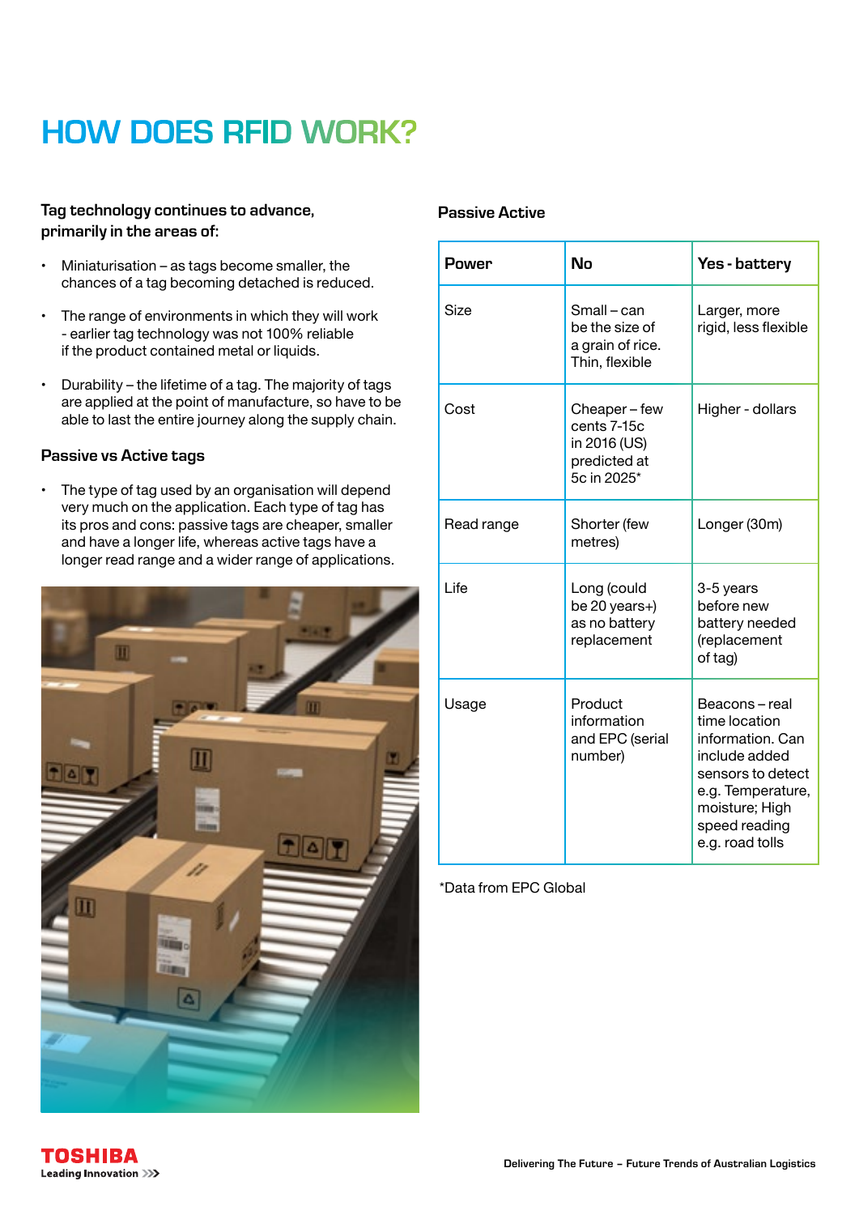# HOW DOES RFID WORK?

**Tag technology continues to advance, primarily in the areas of:**

- Miniaturisation – as tags become smaller, the chances of a tag becoming detached is reduced.
- The range of environments in which they will work - earlier tag technology was not 100% reliable if the product contained metal or liquids.
- Durability – the lifetime of a tag. The majority of tags are applied at the point of manufacture, so have to be able to last the entire journey along the supply chain.

### Passive vs Active tags

- The type of tag used by an organisation will depend very much on the application. Each type of tag has its pros and cons: passive tags are cheaper, smaller and have a longer life, whereas active tags have a longer read range and a wider range of applications.

**Passive Active**

| Power | No | Yes - battery |
|---|---|---|
| Size | Small – can be the size of a grain of rice. Thin, flexible | Larger, more rigid, less flexible |
| Cost | Cheaper – few cents 7-15c in 2016 (US) predicted at 5c in 2025* | Higher - dollars |
| Read range | Shorter (few metres) | Longer (30m) |
| Life | Long (could be 20 years+) as no battery replacement | 3-5 years before new battery needed (replacement of tag) |
| Usage | Product information and EPC (serial number) | Beacons – real time location information. Can include added sensors to detect e.g. Temperature, moisture; High speed reading e.g. road tolls |

*Data from EPC Global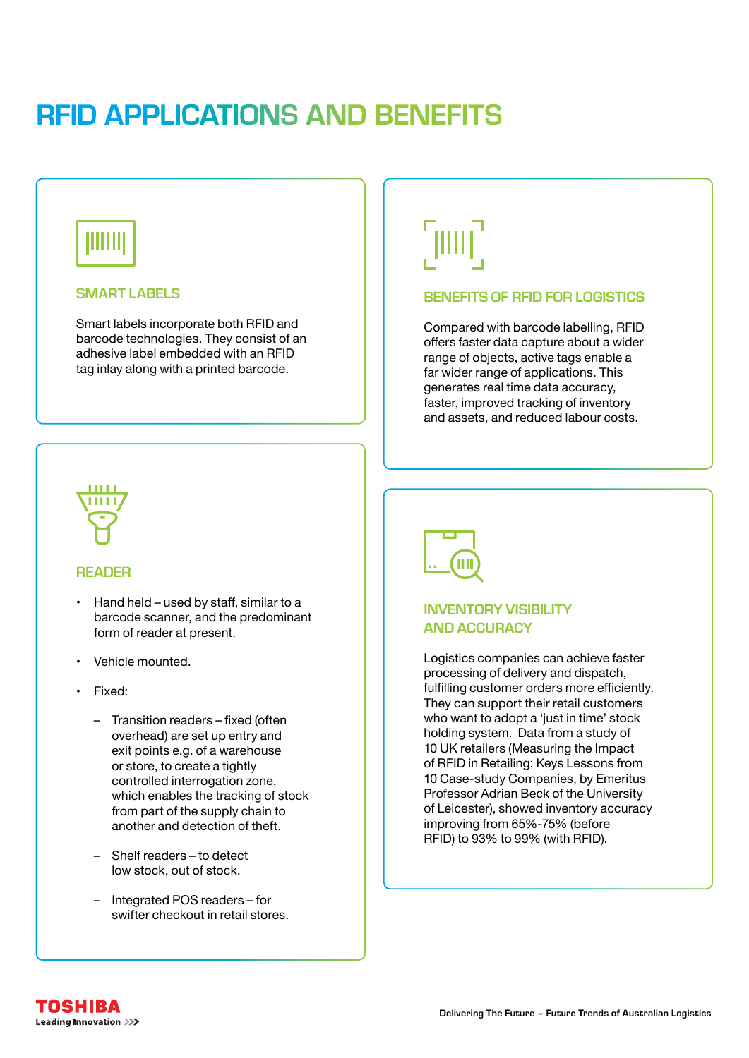# RFID APPLICATIONS AND BENEFITS

## SMART LABELS

Smart labels incorporate both RFID and barcode technologies. They consist of an adhesive label embedded with an RFID tag inlay along with a printed barcode.

## READER

- Hand held – used by staff, similar to a barcode scanner, and the predominant form of reader at present.
- Vehicle mounted.
- Fixed:
  - Transition readers – fixed (often overhead) are set up entry and exit points e.g. of a warehouse or store, to create a tightly controlled interrogation zone, which enables the tracking of stock from part of the supply chain to another and detection of theft.
  - Shelf readers – to detect low stock, out of stock.
  - Integrated POS readers – for swifter checkout in retail stores.

## BENEFITS OF RFID FOR LOGISTICS

Compared with barcode labelling, RFID offers faster data capture about a wider range of objects, active tags enable a far wider range of applications. This generates real time data accuracy, faster, improved tracking of inventory and assets, and reduced labour costs.

## INVENTORY VISIBILITY AND ACCURACY

Logistics companies can achieve faster processing of delivery and dispatch, fulfilling customer orders more efficiently. They can support their retail customers who want to adopt a 'just in time' stock holding system. Data from a study of 10 UK retailers (Measuring the Impact of RFID in Retailing: Keys Lessons from 10 Case-study Companies, by Emeritus Professor Adrian Beck of the University of Leicester), showed inventory accuracy improving from 65%-75% (before RFID) to 93% to 99% (with RFID).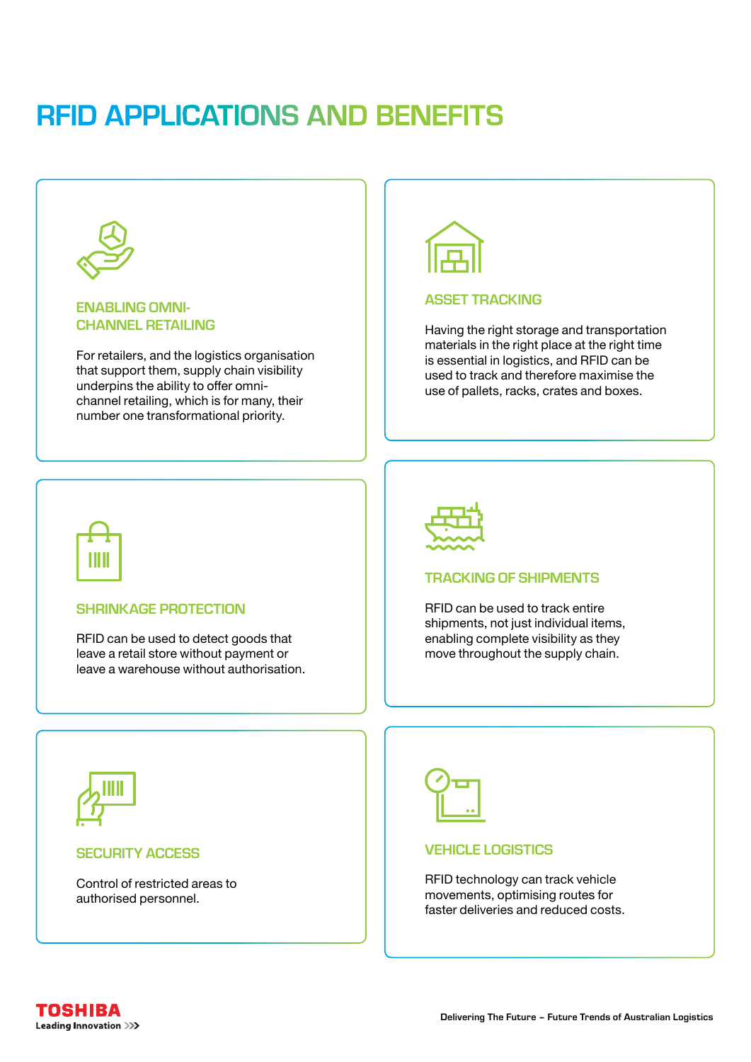# RFID APPLICATIONS AND BENEFITS

### ENABLING OMNI-CHANNEL RETAILING

For retailers, and the logistics organisation that support them, supply chain visibility underpins the ability to offer omni-channel retailing, which is for many, their number one transformational priority.

### ASSET TRACKING

Having the right storage and transportation materials in the right place at the right time is essential in logistics, and RFID can be used to track and therefore maximise the use of pallets, racks, crates and boxes.

### SHRINKAGE PROTECTION

RFID can be used to detect goods that leave a retail store without payment or leave a warehouse without authorisation.

### TRACKING OF SHIPMENTS

RFID can be used to track entire shipments, not just individual items, enabling complete visibility as they move throughout the supply chain.

### SECURITY ACCESS

Control of restricted areas to authorised personnel.

### VEHICLE LOGISTICS

RFID technology can track vehicle movements, optimising routes for faster deliveries and reduced costs.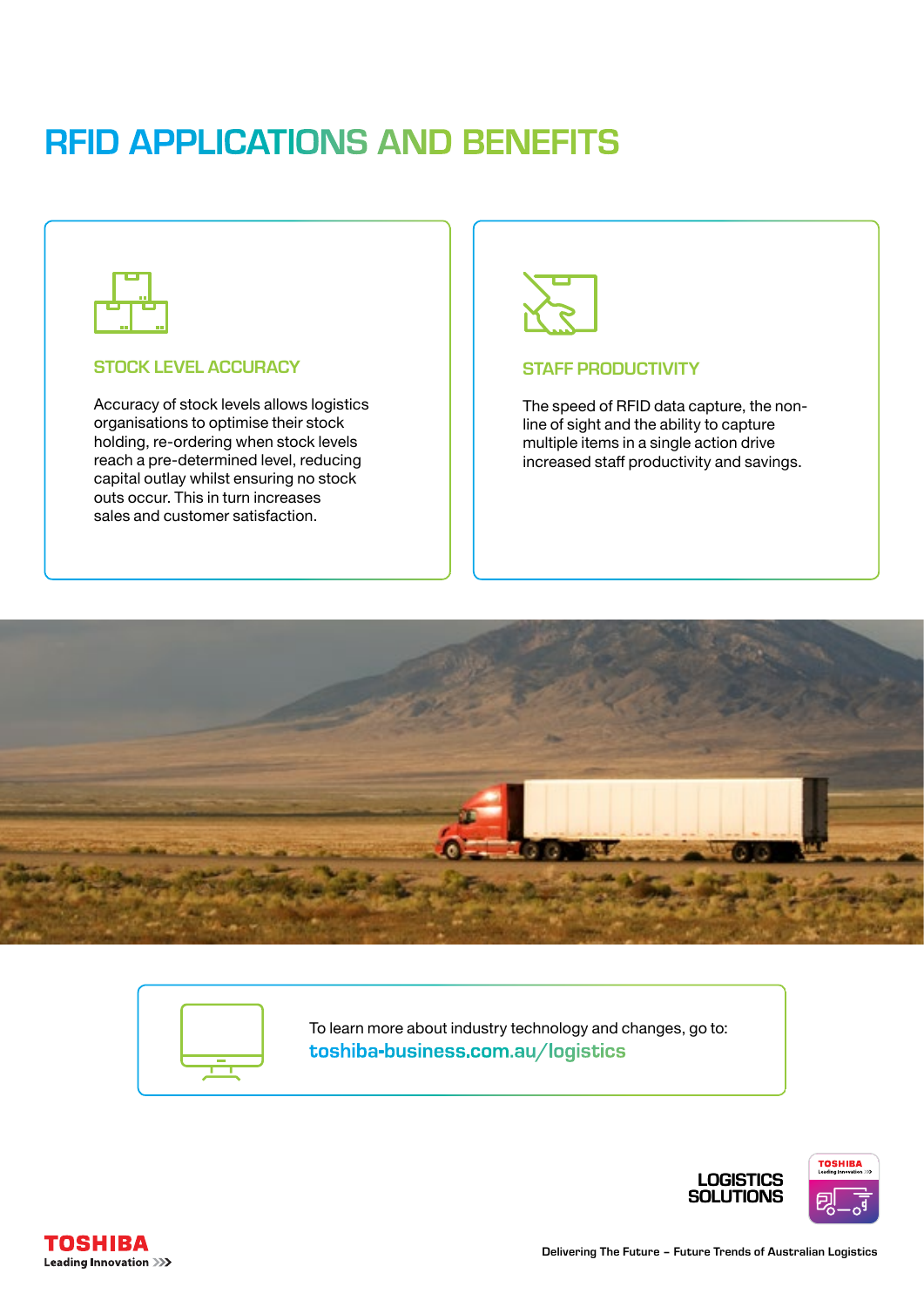# RFID APPLICATIONS AND BENEFITS

### STOCK LEVEL ACCURACY

Accuracy of stock levels allows logistics organisations to optimise their stock holding, re-ordering when stock levels reach a pre-determined level, reducing capital outlay whilst ensuring no stock outs occur. This in turn increases sales and customer satisfaction.

### STAFF PRODUCTIVITY

The speed of RFID data capture, the non-line of sight and the ability to capture multiple items in a single action drive increased staff productivity and savings.

To learn more about industry technology and changes, go to:
**toshiba-business.com.au/logistics**

LOGISTICS SOLUTIONS